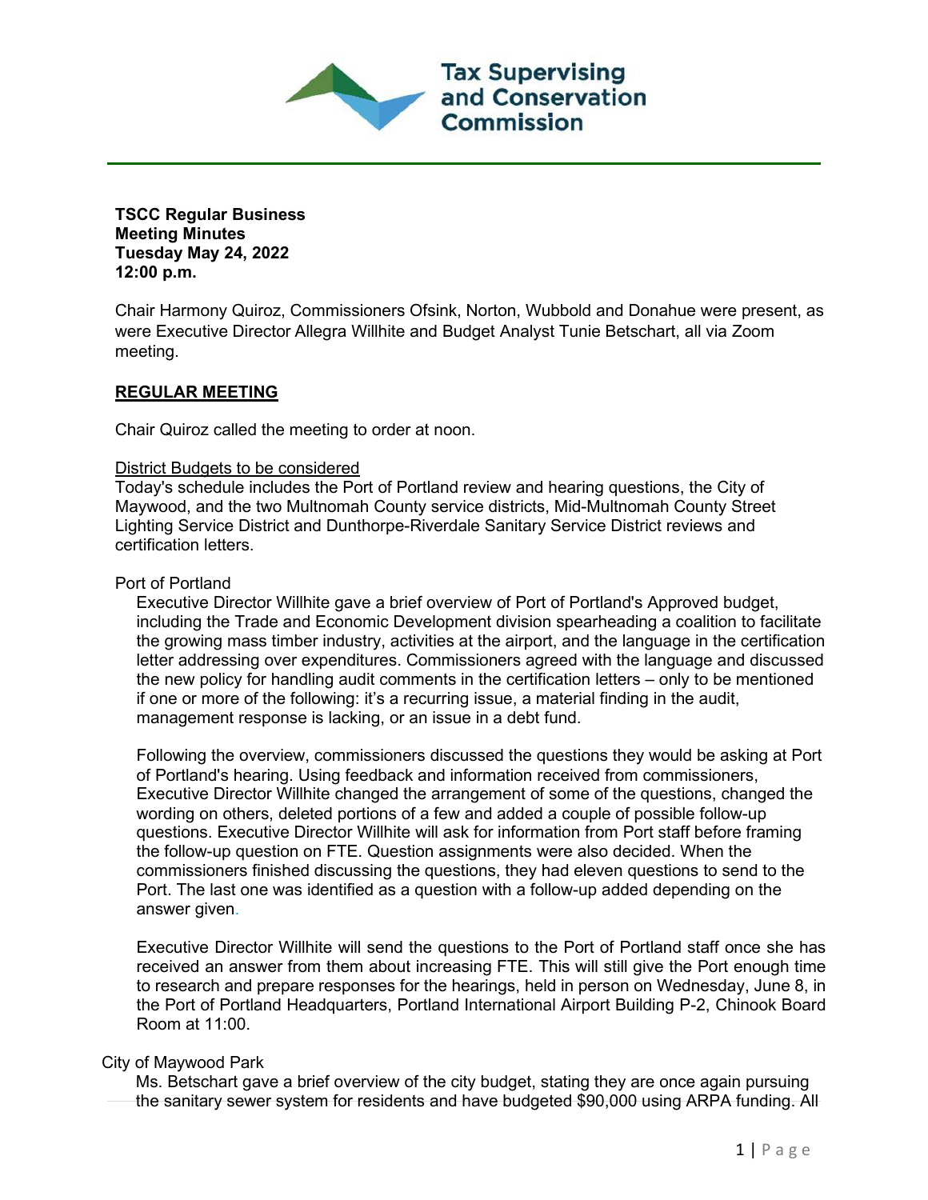Tax Supervising and Conservation Commission

**TSCC Regular Business**
**Meeting Minutes**
**Tuesday May 24, 2022**
**12:00 p.m.**

Chair Harmony Quiroz, Commissioners Ofsink, Norton, Wubbold and Donahue were present, as were Executive Director Allegra Willhite and Budget Analyst Tunie Betschart, all via Zoom meeting.

## REGULAR MEETING

Chair Quiroz called the meeting to order at noon.

District Budgets to be considered
Today's schedule includes the Port of Portland review and hearing questions, the City of Maywood, and the two Multnomah County service districts, Mid-Multnomah County Street Lighting Service District and Dunthorpe-Riverdale Sanitary Service District reviews and certification letters.

Port of Portland

Executive Director Willhite gave a brief overview of Port of Portland's Approved budget, including the Trade and Economic Development division spearheading a coalition to facilitate the growing mass timber industry, activities at the airport, and the language in the certification letter addressing over expenditures. Commissioners agreed with the language and discussed the new policy for handling audit comments in the certification letters – only to be mentioned if one or more of the following: it's a recurring issue, a material finding in the audit, management response is lacking, or an issue in a debt fund.

Following the overview, commissioners discussed the questions they would be asking at Port of Portland's hearing. Using feedback and information received from commissioners, Executive Director Willhite changed the arrangement of some of the questions, changed the wording on others, deleted portions of a few and added a couple of possible follow-up questions. Executive Director Willhite will ask for information from Port staff before framing the follow-up question on FTE. Question assignments were also decided. When the commissioners finished discussing the questions, they had eleven questions to send to the Port. The last one was identified as a question with a follow-up added depending on the answer given.

Executive Director Willhite will send the questions to the Port of Portland staff once she has received an answer from them about increasing FTE. This will still give the Port enough time to research and prepare responses for the hearings, held in person on Wednesday, June 8, in the Port of Portland Headquarters, Portland International Airport Building P-2, Chinook Board Room at 11:00.

City of Maywood Park

Ms. Betschart gave a brief overview of the city budget, stating they are once again pursuing the sanitary sewer system for residents and have budgeted $90,000 using ARPA funding. All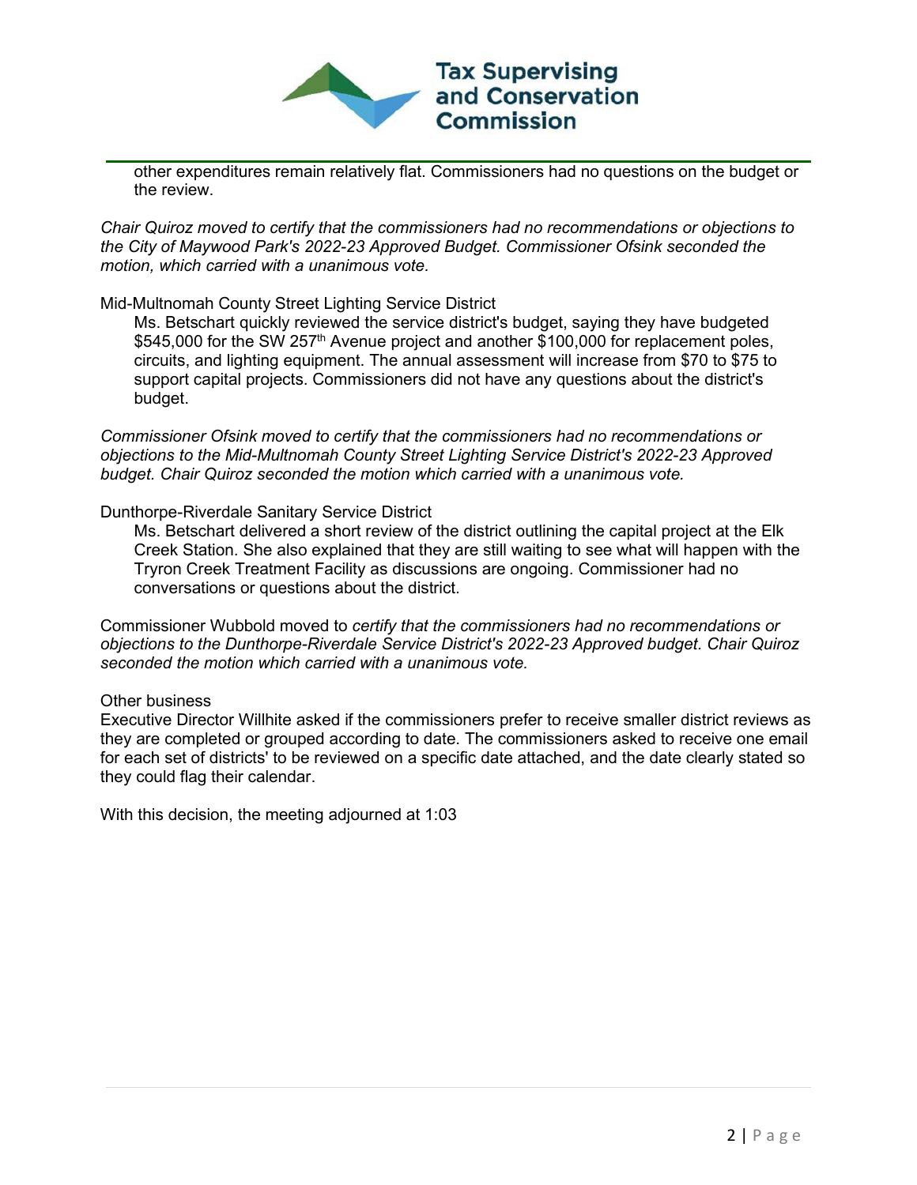other expenditures remain relatively flat. Commissioners had no questions on the budget or the review.

*Chair Quiroz moved to certify that the commissioners had no recommendations or objections to the City of Maywood Park's 2022-23 Approved Budget. Commissioner Ofsink seconded the motion, which carried with a unanimous vote.*

Mid-Multnomah County Street Lighting Service District

Ms. Betschart quickly reviewed the service district's budget, saying they have budgeted \$545,000 for the SW 257th Avenue project and another \$100,000 for replacement poles, circuits, and lighting equipment. The annual assessment will increase from \$70 to \$75 to support capital projects. Commissioners did not have any questions about the district's budget.

*Commissioner Ofsink moved to certify that the commissioners had no recommendations or objections to the Mid-Multnomah County Street Lighting Service District's 2022-23 Approved budget. Chair Quiroz seconded the motion which carried with a unanimous vote.*

Dunthorpe-Riverdale Sanitary Service District

Ms. Betschart delivered a short review of the district outlining the capital project at the Elk Creek Station. She also explained that they are still waiting to see what will happen with the Tryron Creek Treatment Facility as discussions are ongoing. Commissioner had no conversations or questions about the district.

Commissioner Wubbold moved to *certify that the commissioners had no recommendations or objections to the Dunthorpe-Riverdale Service District's 2022-23 Approved budget. Chair Quiroz seconded the motion which carried with a unanimous vote.*

Other business

Executive Director Willhite asked if the commissioners prefer to receive smaller district reviews as they are completed or grouped according to date. The commissioners asked to receive one email for each set of districts' to be reviewed on a specific date attached, and the date clearly stated so they could flag their calendar.

With this decision, the meeting adjourned at 1:03